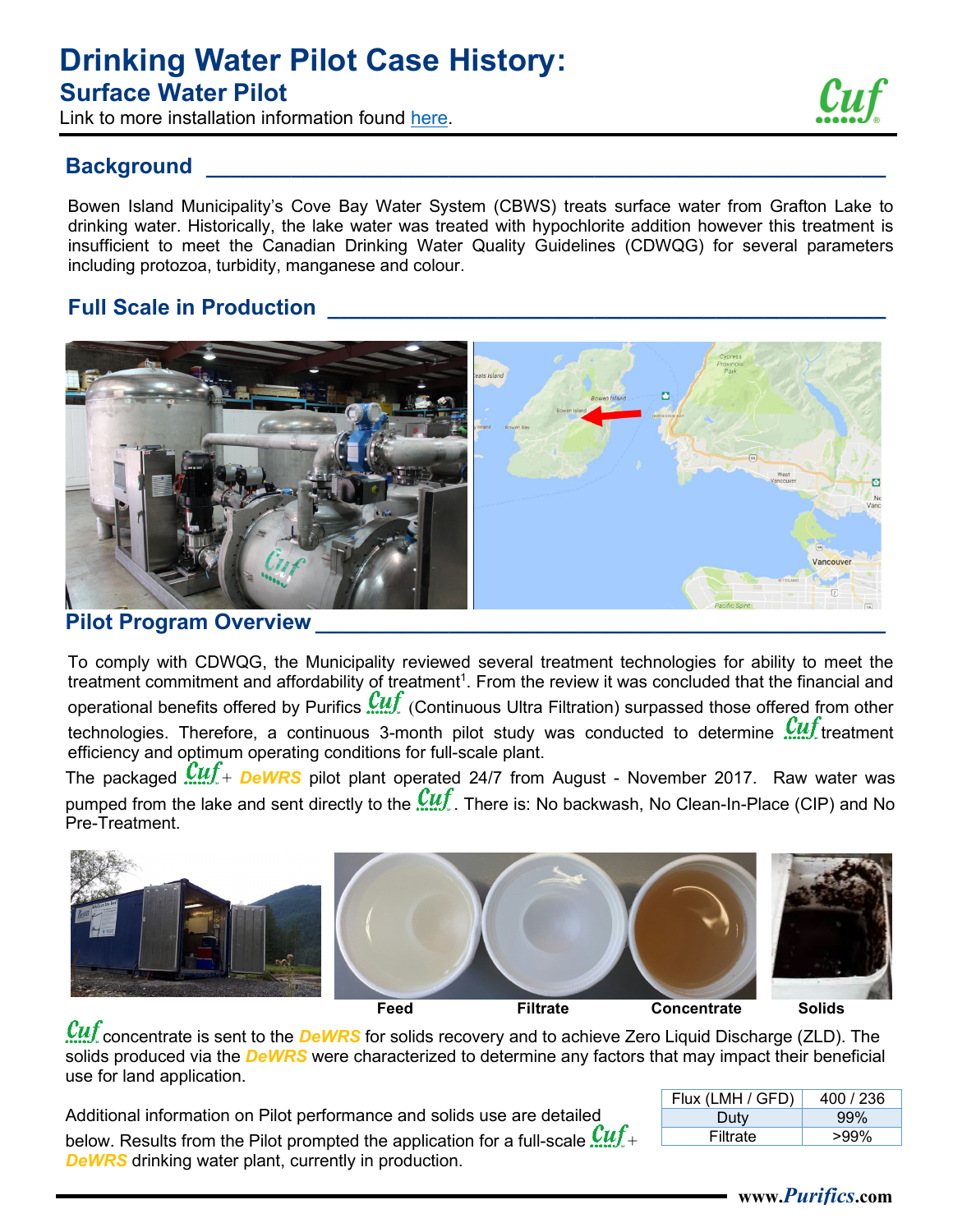# Drinking Water Pilot Case History:

## Surface Water Pilot

Link to more installation information found here.

## Background

Bowen Island Municipality's Cove Bay Water System (CBWS) treats surface water from Grafton Lake to drinking water. Historically, the lake water was treated with hypochlorite addition however this treatment is insufficient to meet the Canadian Drinking Water Quality Guidelines (CDWQG) for several parameters including protozoa, turbidity, manganese and colour.

## Full Scale in Production

## Pilot Program Overview

To comply with CDWQG, the Municipality reviewed several treatment technologies for ability to meet the treatment commitment and affordability of treatment[1]. From the review it was concluded that the financial and operational benefits offered by Purifics Cuf (Continuous Ultra Filtration) surpassed those offered from other technologies. Therefore, a continuous 3-month pilot study was conducted to determine Cuf treatment efficiency and optimum operating conditions for full-scale plant.

The packaged Cuf + ***DeWRS*** pilot plant operated 24/7 from August - November 2017. Raw water was pumped from the lake and sent directly to the Cuf. There is: No backwash, No Clean-In-Place (CIP) and No Pre-Treatment.

**Feed** **Filtrate** **Concentrate** **Solids**

Cuf concentrate is sent to the ***DeWRS*** for solids recovery and to achieve Zero Liquid Discharge (ZLD). The solids produced via the ***DeWRS*** were characterized to determine any factors that may impact their beneficial use for land application.

Additional information on Pilot performance and solids use are detailed below. Results from the Pilot prompted the application for a full-scale Cuf + ***DeWRS*** drinking water plant, currently in production.

| Flux (LMH / GFD) | 400 / 236 |
|---|---|
| Duty | 99% |
| Filtrate | >99% |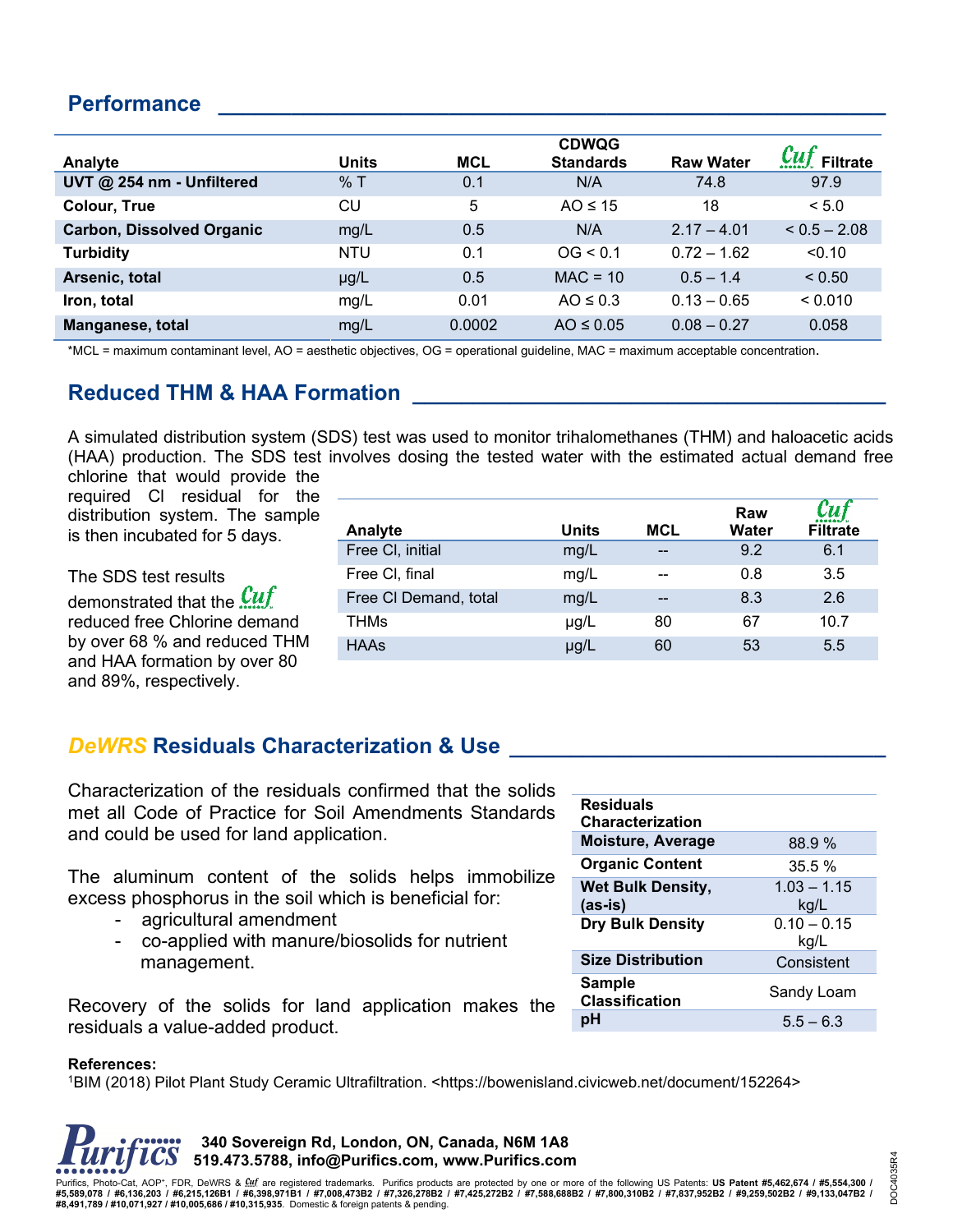## Performance

| Analyte | Units | MCL | CDWQG Standards | Raw Water | Cuf Filtrate |
|---|---|---|---|---|---|
| **UVT @ 254 nm - Unfiltered** | % T | 0.1 | N/A | 74.8 | 97.9 |
| **Colour, True** | CU | 5 | AO ≤ 15 | 18 | < 5.0 |
| **Carbon, Dissolved Organic** | mg/L | 0.5 | N/A | 2.17 – 4.01 | < 0.5 – 2.08 |
| **Turbidity** | NTU | 0.1 | OG < 0.1 | 0.72 – 1.62 | <0.10 |
| **Arsenic, total** | μg/L | 0.5 | MAC = 10 | 0.5 – 1.4 | < 0.50 |
| **Iron, total** | mg/L | 0.01 | AO ≤ 0.3 | 0.13 – 0.65 | < 0.010 |
| **Manganese, total** | mg/L | 0.0002 | AO ≤ 0.05 | 0.08 – 0.27 | 0.058 |

*MCL = maximum contaminant level, AO = aesthetic objectives, OG = operational guideline, MAC = maximum acceptable concentration.

## Reduced THM & HAA Formation

A simulated distribution system (SDS) test was used to monitor trihalomethanes (THM) and haloacetic acids (HAA) production. The SDS test involves dosing the tested water with the estimated actual demand free chlorine that would provide the required Cl residual for the distribution system. The sample is then incubated for 5 days.

The SDS test results demonstrated that the Cuf reduced free Chlorine demand by over 68 % and reduced THM and HAA formation by over 80 and 89%, respectively.

| Analyte | Units | MCL | Raw Water | Cuf Filtrate |
|---|---|---|---|---|
| Free Cl, initial | mg/L | -- | 9.2 | 6.1 |
| Free Cl, final | mg/L | -- | 0.8 | 3.5 |
| Free Cl Demand, total | mg/L | -- | 8.3 | 2.6 |
| THMs | μg/L | 80 | 67 | 10.7 |
| HAAs | μg/L | 60 | 53 | 5.5 |

## *DeWRS* Residuals Characterization & Use

Characterization of the residuals confirmed that the solids met all Code of Practice for Soil Amendments Standards and could be used for land application.

The aluminum content of the solids helps immobilize excess phosphorus in the soil which is beneficial for:

- agricultural amendment
- co-applied with manure/biosolids for nutrient management.

Recovery of the solids for land application makes the residuals a value-added product.

| Residuals Characterization | |
|---|---|
| **Moisture, Average** | 88.9 % |
| **Organic Content** | 35.5 % |
| **Wet Bulk Density, (as-is)** | 1.03 – 1.15 kg/L |
| **Dry Bulk Density** | 0.10 – 0.15 kg/L |
| **Size Distribution** | Consistent |
| **Sample Classification** | Sandy Loam |
| **pH** | 5.5 – 6.3 |

**References:**

[1]BIM (2018) Pilot Plant Study Ceramic Ultrafiltration. <https://bowenisland.civicweb.net/document/152264>

**340 Sovereign Rd, London, ON, Canada, N6M 1A8**
**519.473.5788, info@Purifics.com, www.Purifics.com**

Purifics, Photo-Cat, AOP⁺, FDR, DeWRS & Cuf are registered trademarks. Purifics products are protected by one or more of the following US Patents: **US Patent #5,462,674 / #5,554,300 / #5,589,078 / #6,136,203 / #6,215,126B1 / #6,398,971B1 / #7,008,473B2 / #7,326,278B2 / #7,425,272B2 / #7,588,688B2 / #7,800,310B2 / #7,837,952B2 / #9,259,502B2 / #9,133,047B2 / #8,491,789 / #10,071,927 / #10,005,686 / #10,315,935**. Domestic & foreign patents & pending.

DOC4035R4